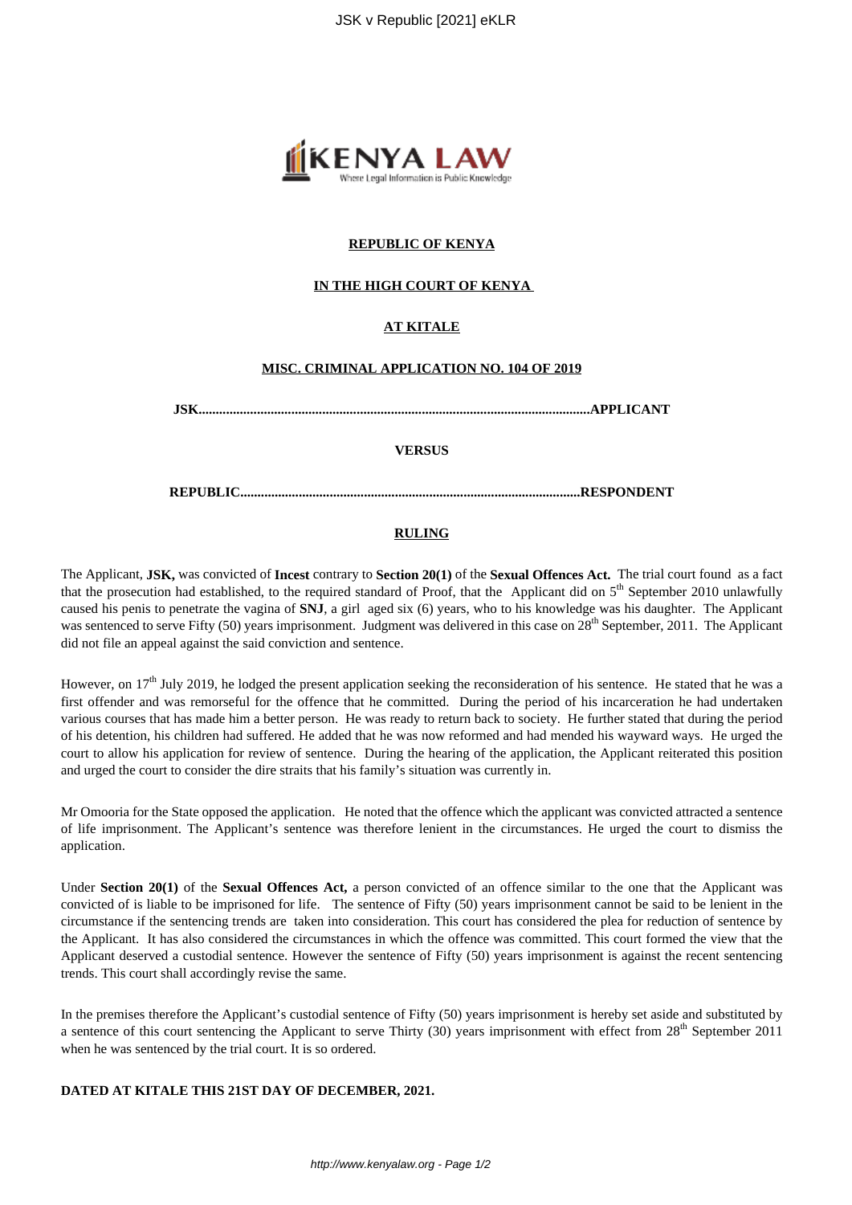**REPUBLIC OF KENYA**

**IN THE HIGH COURT OF KENYA**

**AT KITALE**

**MISC. CRIMINAL APPLICATION NO. 104 OF 2019**

**JSK.................................................................................................................APPLICANT**

**VERSUS**

**REPUBLIC..................................................................................................RESPONDENT**

**RULING**

The Applicant, **JSK,** was convicted of **Incest** contrary to **Section 20(1)** of the **Sexual Offences Act.** The trial court found as a fact that the prosecution had established, to the required standard of Proof, that the Applicant did on 5th September 2010 unlawfully caused his penis to penetrate the vagina of **SNJ**, a girl aged six (6) years, who to his knowledge was his daughter. The Applicant was sentenced to serve Fifty (50) years imprisonment. Judgment was delivered in this case on 28th September, 2011. The Applicant did not file an appeal against the said conviction and sentence.

However, on 17th July 2019, he lodged the present application seeking the reconsideration of his sentence. He stated that he was a first offender and was remorseful for the offence that he committed. During the period of his incarceration he had undertaken various courses that has made him a better person. He was ready to return back to society. He further stated that during the period of his detention, his children had suffered. He added that he was now reformed and had mended his wayward ways. He urged the court to allow his application for review of sentence. During the hearing of the application, the Applicant reiterated this position and urged the court to consider the dire straits that his family's situation was currently in.

Mr Omooria for the State opposed the application. He noted that the offence which the applicant was convicted attracted a sentence of life imprisonment. The Applicant's sentence was therefore lenient in the circumstances. He urged the court to dismiss the application.

Under **Section 20(1)** of the **Sexual Offences Act,** a person convicted of an offence similar to the one that the Applicant was convicted of is liable to be imprisoned for life. The sentence of Fifty (50) years imprisonment cannot be said to be lenient in the circumstance if the sentencing trends are taken into consideration. This court has considered the plea for reduction of sentence by the Applicant. It has also considered the circumstances in which the offence was committed. This court formed the view that the Applicant deserved a custodial sentence. However the sentence of Fifty (50) years imprisonment is against the recent sentencing trends. This court shall accordingly revise the same.

In the premises therefore the Applicant's custodial sentence of Fifty (50) years imprisonment is hereby set aside and substituted by a sentence of this court sentencing the Applicant to serve Thirty (30) years imprisonment with effect from 28th September 2011 when he was sentenced by the trial court. It is so ordered.

**DATED AT KITALE THIS 21ST DAY OF DECEMBER, 2021.**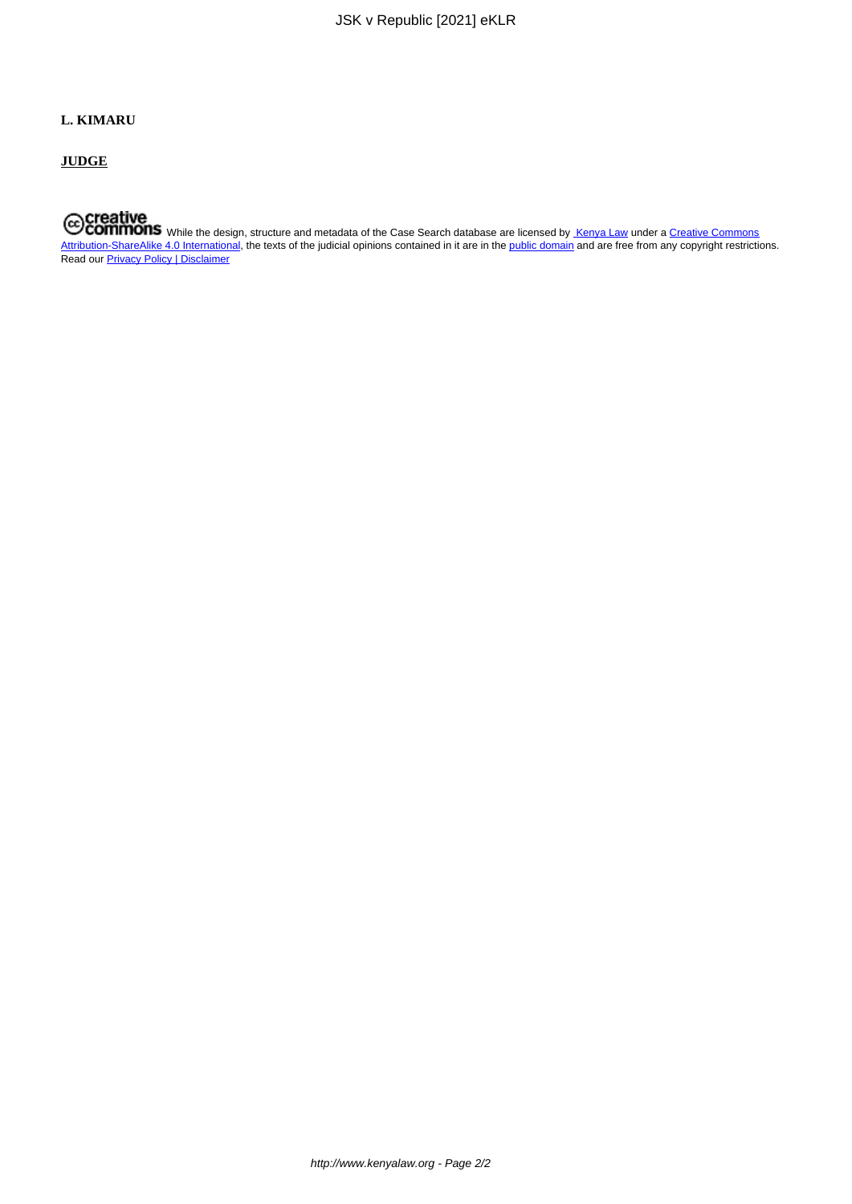**L. KIMARU**

**JUDGE**

While the design, structure and metadata of the Case Search database are licensed by Kenya Law under a Creative Commons Attribution-ShareAlike 4.0 International, the texts of the judicial opinions contained in it are in the public domain and are free from any copyright restrictions. Read our Privacy Policy | Disclaimer